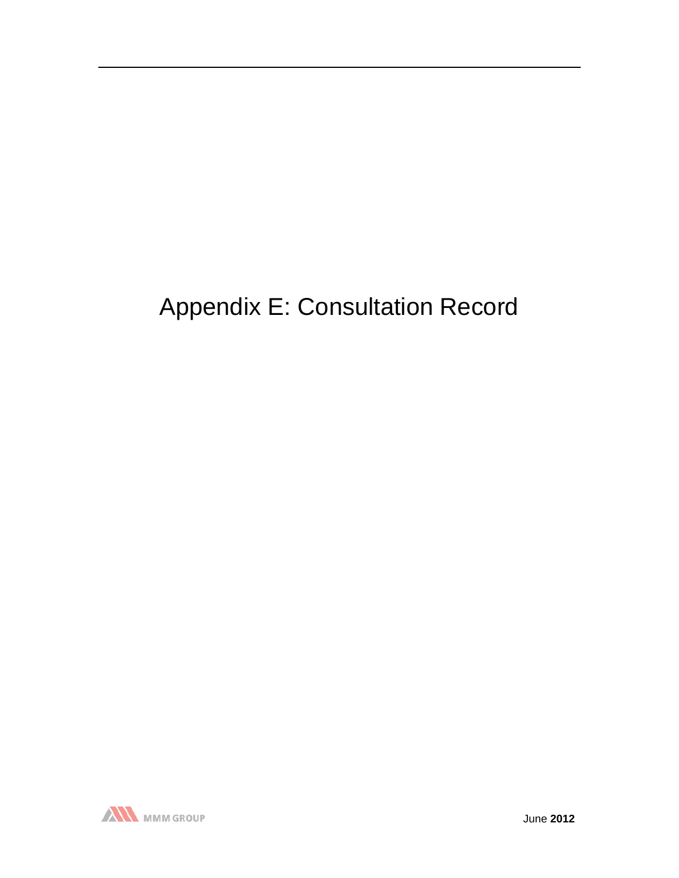# Appendix E: Consultation Record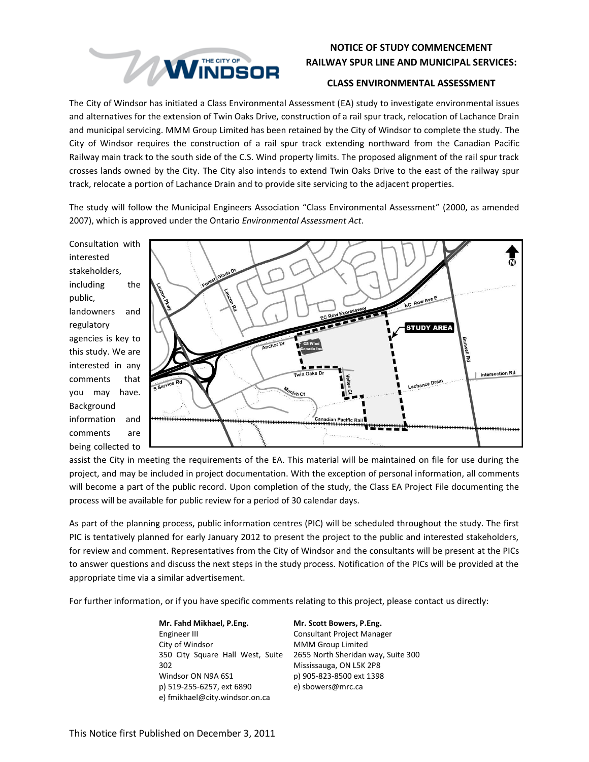# NOTICE OF STUDY COMMENCEMENT
# RAILWAY SPUR LINE AND MUNICIPAL SERVICES:
## CLASS ENVIRONMENTAL ASSESSMENT

The City of Windsor has initiated a Class Environmental Assessment (EA) study to investigate environmental issues and alternatives for the extension of Twin Oaks Drive, construction of a rail spur track, relocation of Lachance Drain and municipal servicing. MMM Group Limited has been retained by the City of Windsor to complete the study. The City of Windsor requires the construction of a rail spur track extending northward from the Canadian Pacific Railway main track to the south side of the C.S. Wind property limits. The proposed alignment of the rail spur track crosses lands owned by the City. The City also intends to extend Twin Oaks Drive to the east of the railway spur track, relocate a portion of Lachance Drain and to provide site servicing to the adjacent properties.

The study will follow the Municipal Engineers Association "Class Environmental Assessment" (2000, as amended 2007), which is approved under the Ontario *Environmental Assessment Act*.

Consultation with interested stakeholders, including the public, landowners and regulatory agencies is key to this study. We are interested in any comments that you may have. Background information and comments are being collected to assist the City in meeting the requirements of the EA. This material will be maintained on file for use during the project, and may be included in project documentation. With the exception of personal information, all comments will become a part of the public record. Upon completion of the study, the Class EA Project File documenting the process will be available for public review for a period of 30 calendar days.

As part of the planning process, public information centres (PIC) will be scheduled throughout the study. The first PIC is tentatively planned for early January 2012 to present the project to the public and interested stakeholders, for review and comment. Representatives from the City of Windsor and the consultants will be present at the PICs to answer questions and discuss the next steps in the study process. Notification of the PICs will be provided at the appropriate time via a similar advertisement.

For further information, or if you have specific comments relating to this project, please contact us directly:

**Mr. Fahd Mikhael, P.Eng.**
Engineer III
City of Windsor
350 City Square Hall West, Suite 302
Windsor ON N9A 6S1
p) 519-255-6257, ext 6890
e) fmikhael@city.windsor.on.ca

**Mr. Scott Bowers, P.Eng.**
Consultant Project Manager
MMM Group Limited
2655 North Sheridan way, Suite 300
Mississauga, ON L5K 2P8
p) 905-823-8500 ext 1398
e) sbowers@mrc.ca

This Notice first Published on December 3, 2011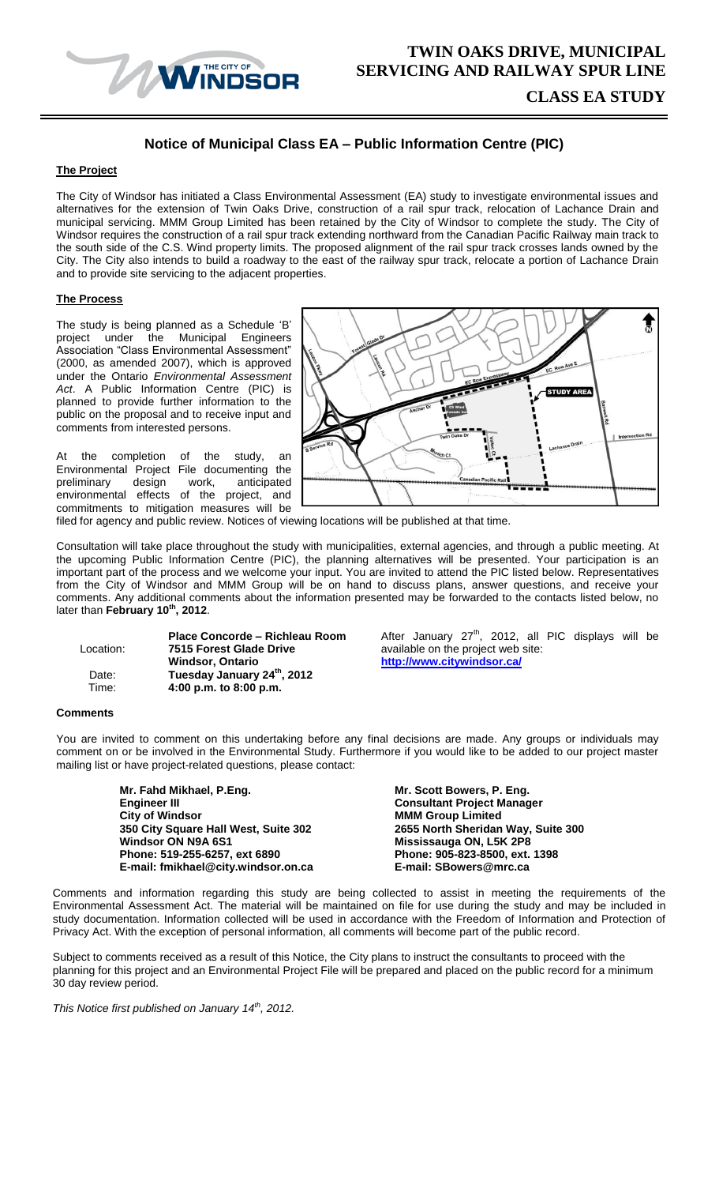# TWIN OAKS DRIVE, MUNICIPAL SERVICING AND RAILWAY SPUR LINE

## CLASS EA STUDY

## Notice of Municipal Class EA – Public Information Centre (PIC)

### The Project

The City of Windsor has initiated a Class Environmental Assessment (EA) study to investigate environmental issues and alternatives for the extension of Twin Oaks Drive, construction of a rail spur track, relocation of Lachance Drain and municipal servicing. MMM Group Limited has been retained by the City of Windsor to complete the study. The City of Windsor requires the construction of a rail spur track extending northward from the Canadian Pacific Railway main track to the south side of the C.S. Wind property limits. The proposed alignment of the rail spur track crosses lands owned by the City. The City also intends to build a roadway to the east of the railway spur track, relocate a portion of Lachance Drain and to provide site servicing to the adjacent properties.

### The Process

The study is being planned as a Schedule 'B' project under the Municipal Engineers Association "Class Environmental Assessment" (2000, as amended 2007), which is approved under the Ontario *Environmental Assessment Act*. A Public Information Centre (PIC) is planned to provide further information to the public on the proposal and to receive input and comments from interested persons.

At the completion of the study, an Environmental Project File documenting the preliminary design work, anticipated environmental effects of the project, and commitments to mitigation measures will be filed for agency and public review. Notices of viewing locations will be published at that time.

Forest Glade Dr
Lauzon Pkwy
Lauzon Rd
EC Row Expressway
EC Row Ave E
STUDY AREA
Anchor Dr
CS Wind Canada Inc
Banwell Rd
Intersection Rd
Twin Oaks Dr
S Service Rd
Munich Ct
Valtec Ct
Lachance Drain
Canadian Pacific Rail

Consultation will take place throughout the study with municipalities, external agencies, and through a public meeting. At the upcoming Public Information Centre (PIC), the planning alternatives will be presented. Your participation is an important part of the process and we welcome your input. You are invited to attend the PIC listed below. Representatives from the City of Windsor and MMM Group will be on hand to discuss plans, answer questions, and receive your comments. Any additional comments about the information presented may be forwarded to the contacts listed below, no later than **February 10th, 2012**.

| | |
|---|---|
| Location: | **Place Concorde – Richleau Room**<br>**7515 Forest Glade Drive**<br>**Windsor, Ontario** |
| Date: | **Tuesday January 24th, 2012** |
| Time: | **4:00 p.m. to 8:00 p.m.** |

After January 27th, 2012, all PIC displays will be available on the project web site: **http://www.citywindsor.ca/**

### Comments

You are invited to comment on this undertaking before any final decisions are made. Any groups or individuals may comment on or be involved in the Environmental Study. Furthermore if you would like to be added to our project master mailing list or have project-related questions, please contact:

**Mr. Fahd Mikhael, P.Eng.**
**Engineer III**
**City of Windsor**
**350 City Square Hall West, Suite 302**
**Windsor ON N9A 6S1**
**Phone: 519-255-6257, ext 6890**
**E-mail: fmikhael@city.windsor.on.ca**

**Mr. Scott Bowers, P. Eng.**
**Consultant Project Manager**
**MMM Group Limited**
**2655 North Sheridan Way, Suite 300**
**Mississauga ON, L5K 2P8**
**Phone: 905-823-8500, ext. 1398**
**E-mail: SBowers@mrc.ca**

Comments and information regarding this study are being collected to assist in meeting the requirements of the Environmental Assessment Act. The material will be maintained on file for use during the study and may be included in study documentation. Information collected will be used in accordance with the Freedom of Information and Protection of Privacy Act. With the exception of personal information, all comments will become part of the public record.

Subject to comments received as a result of this Notice, the City plans to instruct the consultants to proceed with the planning for this project and an Environmental Project File will be prepared and placed on the public record for a minimum 30 day review period.

*This Notice first published on January 14th, 2012.*